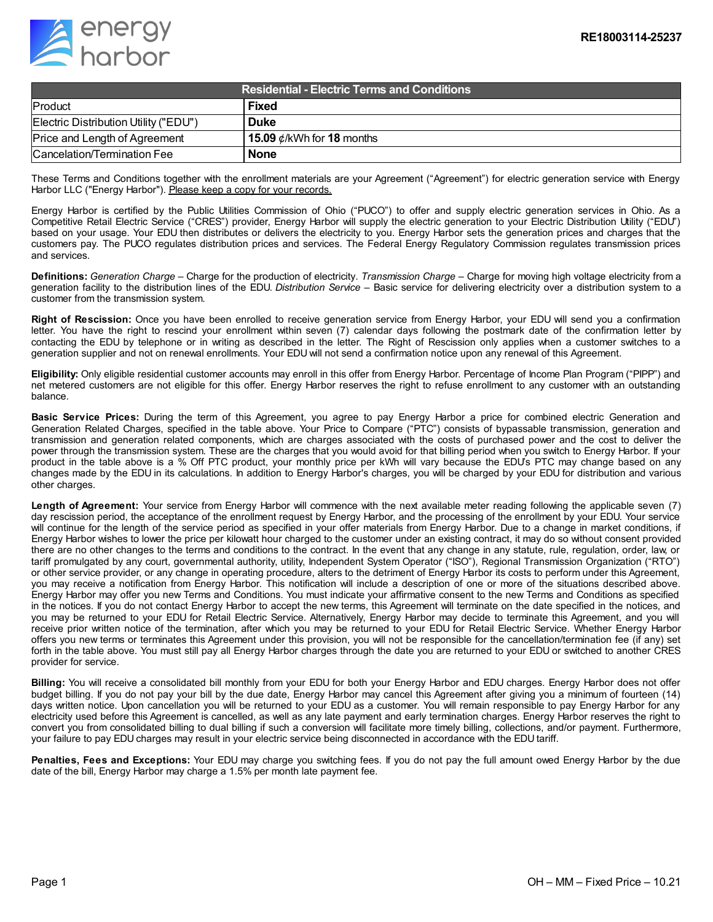RE18003114-25237

| Residential - Electric Terms and Conditions | |
|---|---|
| Product | **Fixed** |
| Electric Distribution Utility ("EDU") | **Duke** |
| Price and Length of Agreement | **15.09** ¢/kWh for **18** months |
| Cancelation/Termination Fee | **None** |

These Terms and Conditions together with the enrollment materials are your Agreement ("Agreement") for electric generation service with Energy Harbor LLC ("Energy Harbor"). Please keep a copy for your records.

Energy Harbor is certified by the Public Utilities Commission of Ohio ("PUCO") to offer and supply electric generation services in Ohio. As a Competitive Retail Electric Service ("CRES") provider, Energy Harbor will supply the electric generation to your Electric Distribution Utility ("EDU") based on your usage. Your EDU then distributes or delivers the electricity to you. Energy Harbor sets the generation prices and charges that the customers pay. The PUCO regulates distribution prices and services. The Federal Energy Regulatory Commission regulates transmission prices and services.

**Definitions:** *Generation Charge* – Charge for the production of electricity. *Transmission Charge* – Charge for moving high voltage electricity from a generation facility to the distribution lines of the EDU. *Distribution Service* – Basic service for delivering electricity over a distribution system to a customer from the transmission system.

**Right of Rescission:** Once you have been enrolled to receive generation service from Energy Harbor, your EDU will send you a confirmation letter. You have the right to rescind your enrollment within seven (7) calendar days following the postmark date of the confirmation letter by contacting the EDU by telephone or in writing as described in the letter. The Right of Rescission only applies when a customer switches to a generation supplier and not on renewal enrollments. Your EDU will not send a confirmation notice upon any renewal of this Agreement.

**Eligibility:** Only eligible residential customer accounts may enroll in this offer from Energy Harbor. Percentage of Income Plan Program ("PIPP") and net metered customers are not eligible for this offer. Energy Harbor reserves the right to refuse enrollment to any customer with an outstanding balance.

**Basic Service Prices:** During the term of this Agreement, you agree to pay Energy Harbor a price for combined electric Generation and Generation Related Charges, specified in the table above. Your Price to Compare ("PTC") consists of bypassable transmission, generation and transmission and generation related components, which are charges associated with the costs of purchased power and the cost to deliver the power through the transmission system. These are the charges that you would avoid for that billing period when you switch to Energy Harbor. If your product in the table above is a % Off PTC product, your monthly price per kWh will vary because the EDU's PTC may change based on any changes made by the EDU in its calculations. In addition to Energy Harbor's charges, you will be charged by your EDU for distribution and various other charges.

**Length of Agreement:** Your service from Energy Harbor will commence with the next available meter reading following the applicable seven (7) day rescission period, the acceptance of the enrollment request by Energy Harbor, and the processing of the enrollment by your EDU. Your service will continue for the length of the service period as specified in your offer materials from Energy Harbor. Due to a change in market conditions, if Energy Harbor wishes to lower the price per kilowatt hour charged to the customer under an existing contract, it may do so without consent provided there are no other changes to the terms and conditions to the contract. In the event that any change in any statute, rule, regulation, order, law, or tariff promulgated by any court, governmental authority, utility, Independent System Operator ("ISO"), Regional Transmission Organization ("RTO") or other service provider, or any change in operating procedure, alters to the detriment of Energy Harbor its costs to perform under this Agreement, you may receive a notification from Energy Harbor. This notification will include a description of one or more of the situations described above. Energy Harbor may offer you new Terms and Conditions. You must indicate your affirmative consent to the new Terms and Conditions as specified in the notices. If you do not contact Energy Harbor to accept the new terms, this Agreement will terminate on the date specified in the notices, and you may be returned to your EDU for Retail Electric Service. Alternatively, Energy Harbor may decide to terminate this Agreement, and you will receive prior written notice of the termination, after which you may be returned to your EDU for Retail Electric Service. Whether Energy Harbor offers you new terms or terminates this Agreement under this provision, you will not be responsible for the cancellation/termination fee (if any) set forth in the table above. You must still pay all Energy Harbor charges through the date you are returned to your EDU or switched to another CRES provider for service.

**Billing:** You will receive a consolidated bill monthly from your EDU for both your Energy Harbor and EDU charges. Energy Harbor does not offer budget billing. If you do not pay your bill by the due date, Energy Harbor may cancel this Agreement after giving you a minimum of fourteen (14) days written notice. Upon cancellation you will be returned to your EDU as a customer. You will remain responsible to pay Energy Harbor for any electricity used before this Agreement is cancelled, as well as any late payment and early termination charges. Energy Harbor reserves the right to convert you from consolidated billing to dual billing if such a conversion will facilitate more timely billing, collections, and/or payment. Furthermore, your failure to pay EDU charges may result in your electric service being disconnected in accordance with the EDU tariff.

**Penalties, Fees and Exceptions:** Your EDU may charge you switching fees. If you do not pay the full amount owed Energy Harbor by the due date of the bill, Energy Harbor may charge a 1.5% per month late payment fee.

OH – MM – Fixed Price – 10.21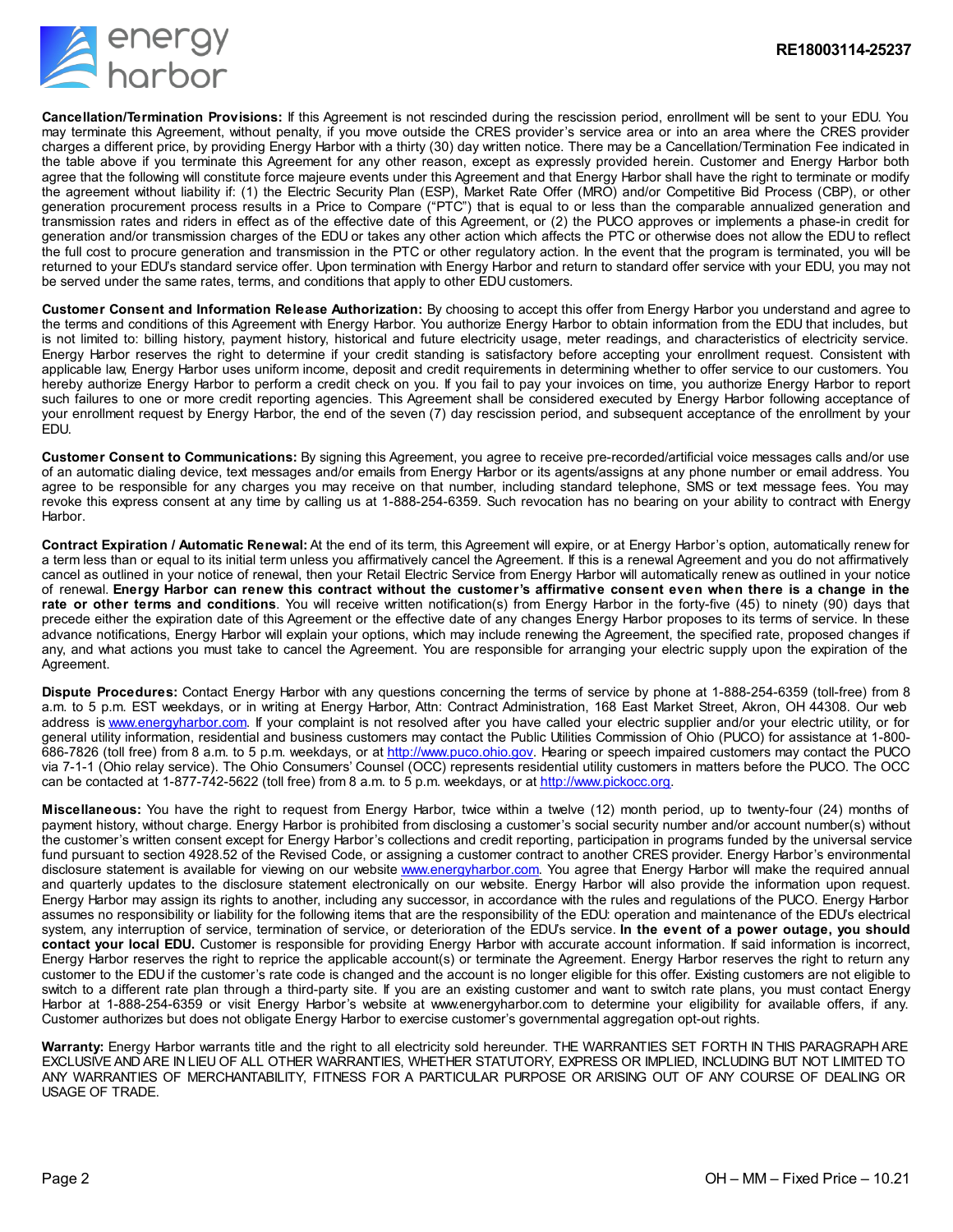**Cancellation/Termination Provisions:** If this Agreement is not rescinded during the rescission period, enrollment will be sent to your EDU. You may terminate this Agreement, without penalty, if you move outside the CRES provider's service area or into an area where the CRES provider charges a different price, by providing Energy Harbor with a thirty (30) day written notice. There may be a Cancellation/Termination Fee indicated in the table above if you terminate this Agreement for any other reason, except as expressly provided herein. Customer and Energy Harbor both agree that the following will constitute force majeure events under this Agreement and that Energy Harbor shall have the right to terminate or modify the agreement without liability if: (1) the Electric Security Plan (ESP), Market Rate Offer (MRO) and/or Competitive Bid Process (CBP), or other generation procurement process results in a Price to Compare ("PTC") that is equal to or less than the comparable annualized generation and transmission rates and riders in effect as of the effective date of this Agreement, or (2) the PUCO approves or implements a phase-in credit for generation and/or transmission charges of the EDU or takes any other action which affects the PTC or otherwise does not allow the EDU to reflect the full cost to procure generation and transmission in the PTC or other regulatory action. In the event that the program is terminated, you will be returned to your EDU's standard service offer. Upon termination with Energy Harbor and return to standard offer service with your EDU, you may not be served under the same rates, terms, and conditions that apply to other EDU customers.

**Customer Consent and Information Release Authorization:** By choosing to accept this offer from Energy Harbor you understand and agree to the terms and conditions of this Agreement with Energy Harbor. You authorize Energy Harbor to obtain information from the EDU that includes, but is not limited to: billing history, payment history, historical and future electricity usage, meter readings, and characteristics of electricity service. Energy Harbor reserves the right to determine if your credit standing is satisfactory before accepting your enrollment request. Consistent with applicable law, Energy Harbor uses uniform income, deposit and credit requirements in determining whether to offer service to our customers. You hereby authorize Energy Harbor to perform a credit check on you. If you fail to pay your invoices on time, you authorize Energy Harbor to report such failures to one or more credit reporting agencies. This Agreement shall be considered executed by Energy Harbor following acceptance of your enrollment request by Energy Harbor, the end of the seven (7) day rescission period, and subsequent acceptance of the enrollment by your EDU.

**Customer Consent to Communications:** By signing this Agreement, you agree to receive pre-recorded/artificial voice messages calls and/or use of an automatic dialing device, text messages and/or emails from Energy Harbor or its agents/assigns at any phone number or email address. You agree to be responsible for any charges you may receive on that number, including standard telephone, SMS or text message fees. You may revoke this express consent at any time by calling us at 1-888-254-6359. Such revocation has no bearing on your ability to contract with Energy Harbor.

**Contract Expiration / Automatic Renewal:** At the end of its term, this Agreement will expire, or at Energy Harbor's option, automatically renew for a term less than or equal to its initial term unless you affirmatively cancel the Agreement. If this is a renewal Agreement and you do not affirmatively cancel as outlined in your notice of renewal, then your Retail Electric Service from Energy Harbor will automatically renew as outlined in your notice of renewal. **Energy Harbor can renew this contract without the customer's affirmative consent even when there is a change in the rate or other terms and conditions**. You will receive written notification(s) from Energy Harbor in the forty-five (45) to ninety (90) days that precede either the expiration date of this Agreement or the effective date of any changes Energy Harbor proposes to its terms of service. In these advance notifications, Energy Harbor will explain your options, which may include renewing the Agreement, the specified rate, proposed changes if any, and what actions you must take to cancel the Agreement. You are responsible for arranging your electric supply upon the expiration of the Agreement.

**Dispute Procedures:** Contact Energy Harbor with any questions concerning the terms of service by phone at 1-888-254-6359 (toll-free) from 8 a.m. to 5 p.m. EST weekdays, or in writing at Energy Harbor, Attn: Contract Administration, 168 East Market Street, Akron, OH 44308. Our web address is www.energyharbor.com. If your complaint is not resolved after you have called your electric supplier and/or your electric utility, or for general utility information, residential and business customers may contact the Public Utilities Commission of Ohio (PUCO) for assistance at 1-800-686-7826 (toll free) from 8 a.m. to 5 p.m. weekdays, or at http://www.puco.ohio.gov. Hearing or speech impaired customers may contact the PUCO via 7-1-1 (Ohio relay service). The Ohio Consumers' Counsel (OCC) represents residential utility customers in matters before the PUCO. The OCC can be contacted at 1-877-742-5622 (toll free) from 8 a.m. to 5 p.m. weekdays, or at http://www.pickocc.org.

**Miscellaneous:** You have the right to request from Energy Harbor, twice within a twelve (12) month period, up to twenty-four (24) months of payment history, without charge. Energy Harbor is prohibited from disclosing a customer's social security number and/or account number(s) without the customer's written consent except for Energy Harbor's collections and credit reporting, participation in programs funded by the universal service fund pursuant to section 4928.52 of the Revised Code, or assigning a customer contract to another CRES provider. Energy Harbor's environmental disclosure statement is available for viewing on our website www.energyharbor.com. You agree that Energy Harbor will make the required annual and quarterly updates to the disclosure statement electronically on our website. Energy Harbor will also provide the information upon request. Energy Harbor may assign its rights to another, including any successor, in accordance with the rules and regulations of the PUCO. Energy Harbor assumes no responsibility or liability for the following items that are the responsibility of the EDU: operation and maintenance of the EDU's electrical system, any interruption of service, termination of service, or deterioration of the EDU's service. **In the event of a power outage, you should contact your local EDU.** Customer is responsible for providing Energy Harbor with accurate account information. If said information is incorrect, Energy Harbor reserves the right to reprice the applicable account(s) or terminate the Agreement. Energy Harbor reserves the right to return any customer to the EDU if the customer's rate code is changed and the account is no longer eligible for this offer. Existing customers are not eligible to switch to a different rate plan through a third-party site. If you are an existing customer and want to switch rate plans, you must contact Energy Harbor at 1-888-254-6359 or visit Energy Harbor's website at www.energyharbor.com to determine your eligibility for available offers, if any. Customer authorizes but does not obligate Energy Harbor to exercise customer's governmental aggregation opt-out rights.

**Warranty:** Energy Harbor warrants title and the right to all electricity sold hereunder. THE WARRANTIES SET FORTH IN THIS PARAGRAPH ARE EXCLUSIVE AND ARE IN LIEU OF ALL OTHER WARRANTIES, WHETHER STATUTORY, EXPRESS OR IMPLIED, INCLUDING BUT NOT LIMITED TO ANY WARRANTIES OF MERCHANTABILITY, FITNESS FOR A PARTICULAR PURPOSE OR ARISING OUT OF ANY COURSE OF DEALING OR USAGE OF TRADE.